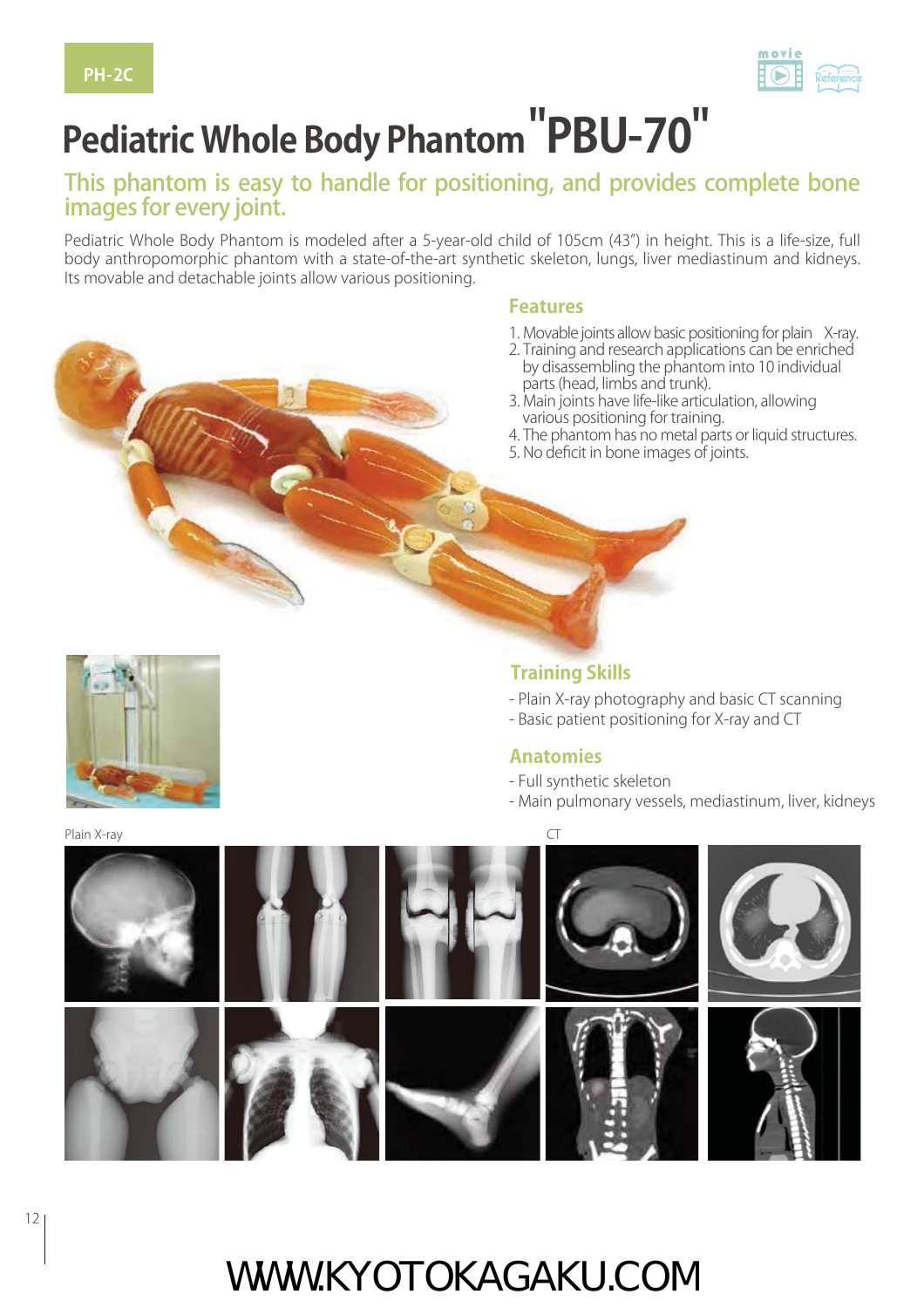PH-2C

# Pediatric Whole Body Phantom "PBU-70"

## This phantom is easy to handle for positioning, and provides complete bone images for every joint.

Pediatric Whole Body Phantom is modeled after a 5-year-old child of 105cm (43") in height. This is a life-size, full body anthropomorphic phantom with a state-of-the-art synthetic skeleton, lungs, liver mediastinum and kidneys. Its movable and detachable joints allow various positioning.

### Features

1. Movable joints allow basic positioning for plain X-ray.
2. Training and research applications can be enriched by disassembling the phantom into 10 individual parts (head, limbs and trunk).
3. Main joints have life-like articulation, allowing various positioning for training.
4. The phantom has no metal parts or liquid structures.
5. No deficit in bone images of joints.

### Training Skills

- Plain X-ray photography and basic CT scanning
- Basic patient positioning for X-ray and CT

### Anatomies

- Full synthetic skeleton
- Main pulmonary vessels, mediastinum, liver, kidneys

Plain X-ray

CT

WWW.KYOTOKAGAKU.COM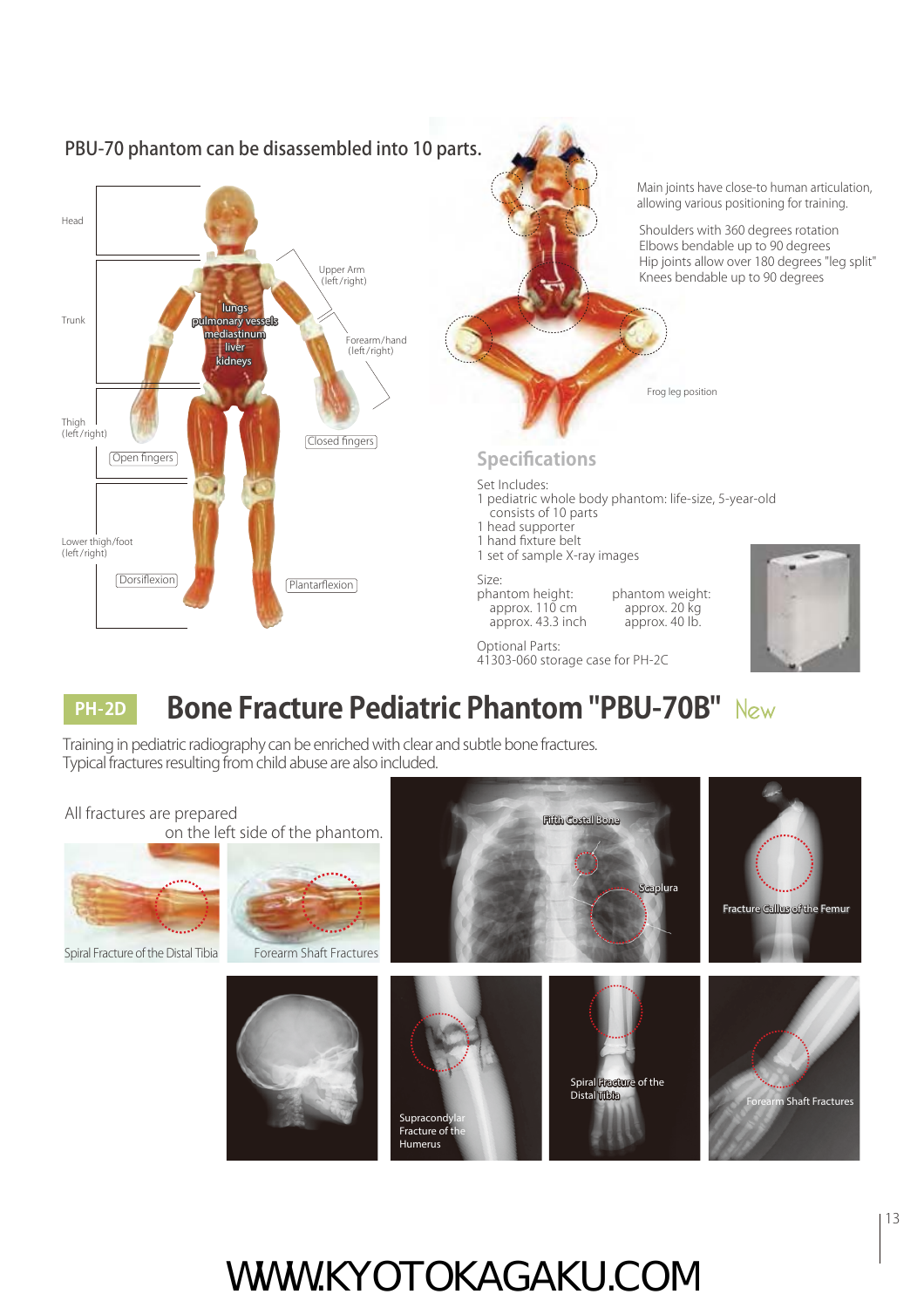PBU-70 phantom can be disassembled into 10 parts.

Head

Trunk

lungs
pulmonary vessels
mediastinum
liver
kidneys

Upper Arm
(left/right)

Forearm/hand
(left/right)

Thigh
(left/right)

Open fingers

Closed fingers

Lower thigh/foot
(left/right)

Dorsiflexion

Plantarflexion

Main joints have close-to human articulation, allowing various positioning for training.

Shoulders with 360 degrees rotation
Elbows bendable up to 90 degrees
Hip joints allow over 180 degrees "leg split"
Knees bendable up to 90 degrees

Frog leg position

## Specifications

Set Includes:
1 pediatric whole body phantom: life-size, 5-year-old
consists of 10 parts
1 head supporter
1 hand fixture belt
1 set of sample X-ray images

Size:
phantom height:
approx. 110 cm
approx. 43.3 inch

phantom weight:
approx. 20 kg
approx. 40 lb.

Optional Parts:
41303-060 storage case for PH-2C

## PH-2D Bone Fracture Pediatric Phantom "PBU-70B" New

Training in pediatric radiography can be enriched with clear and subtle bone fractures.
Typical fractures resulting from child abuse are also included.

All fractures are prepared on the left side of the phantom.

Spiral Fracture of the Distal Tibia

Forearm Shaft Fractures

Fifth Costal Bone

Scaplura

Fracture Callus of the Femur

Supracondylar Fracture of the Humerus

Spiral Fracture of the Distal Tibia

Forearm Shaft Fractures

WWW.KYOTOKAGAKU.COM